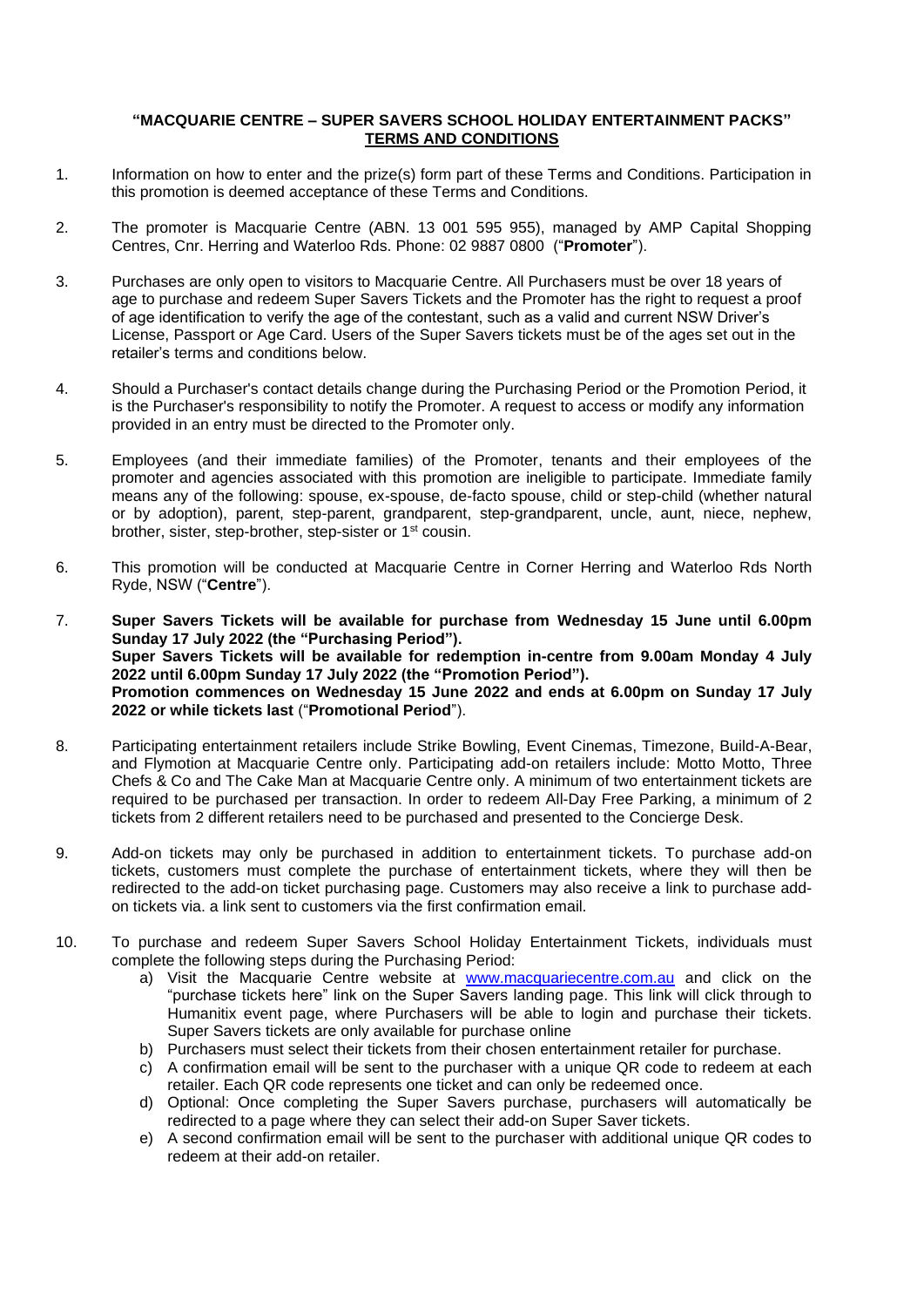**"MACQUARIE CENTRE – SUPER SAVERS SCHOOL HOLIDAY ENTERTAINMENT PACKS"**
**TERMS AND CONDITIONS**

1. Information on how to enter and the prize(s) form part of these Terms and Conditions. Participation in this promotion is deemed acceptance of these Terms and Conditions.

2. The promoter is Macquarie Centre (ABN. 13 001 595 955), managed by AMP Capital Shopping Centres, Cnr. Herring and Waterloo Rds. Phone: 02 9887 0800 ("**Promoter**").

3. Purchases are only open to visitors to Macquarie Centre. All Purchasers must be over 18 years of age to purchase and redeem Super Savers Tickets and the Promoter has the right to request a proof of age identification to verify the age of the contestant, such as a valid and current NSW Driver's License, Passport or Age Card. Users of the Super Savers tickets must be of the ages set out in the retailer's terms and conditions below.

4. Should a Purchaser's contact details change during the Purchasing Period or the Promotion Period, it is the Purchaser's responsibility to notify the Promoter. A request to access or modify any information provided in an entry must be directed to the Promoter only.

5. Employees (and their immediate families) of the Promoter, tenants and their employees of the promoter and agencies associated with this promotion are ineligible to participate. Immediate family means any of the following: spouse, ex-spouse, de-facto spouse, child or step-child (whether natural or by adoption), parent, step-parent, grandparent, step-grandparent, uncle, aunt, niece, nephew, brother, sister, step-brother, step-sister or 1st cousin.

6. This promotion will be conducted at Macquarie Centre in Corner Herring and Waterloo Rds North Ryde, NSW ("**Centre**").

7. **Super Savers Tickets will be available for purchase from Wednesday 15 June until 6.00pm Sunday 17 July 2022 (the "Purchasing Period").**
**Super Savers Tickets will be available for redemption in-centre from 9.00am Monday 4 July 2022 until 6.00pm Sunday 17 July 2022 (the "Promotion Period").**
**Promotion commences on Wednesday 15 June 2022 and ends at 6.00pm on Sunday 17 July 2022 or while tickets last** ("**Promotional Period**").

8. Participating entertainment retailers include Strike Bowling, Event Cinemas, Timezone, Build-A-Bear, and Flymotion at Macquarie Centre only. Participating add-on retailers include: Motto Motto, Three Chefs & Co and The Cake Man at Macquarie Centre only. A minimum of two entertainment tickets are required to be purchased per transaction. In order to redeem All-Day Free Parking, a minimum of 2 tickets from 2 different retailers need to be purchased and presented to the Concierge Desk.

9. Add-on tickets may only be purchased in addition to entertainment tickets. To purchase add-on tickets, customers must complete the purchase of entertainment tickets, where they will then be redirected to the add-on ticket purchasing page. Customers may also receive a link to purchase add-on tickets via. a link sent to customers via the first confirmation email.

10. To purchase and redeem Super Savers School Holiday Entertainment Tickets, individuals must complete the following steps during the Purchasing Period:
    a) Visit the Macquarie Centre website at www.macquariecentre.com.au and click on the "purchase tickets here" link on the Super Savers landing page. This link will click through to Humanitix event page, where Purchasers will be able to login and purchase their tickets. Super Savers tickets are only available for purchase online
    b) Purchasers must select their tickets from their chosen entertainment retailer for purchase.
    c) A confirmation email will be sent to the purchaser with a unique QR code to redeem at each retailer. Each QR code represents one ticket and can only be redeemed once.
    d) Optional: Once completing the Super Savers purchase, purchasers will automatically be redirected to a page where they can select their add-on Super Saver tickets.
    e) A second confirmation email will be sent to the purchaser with additional unique QR codes to redeem at their add-on retailer.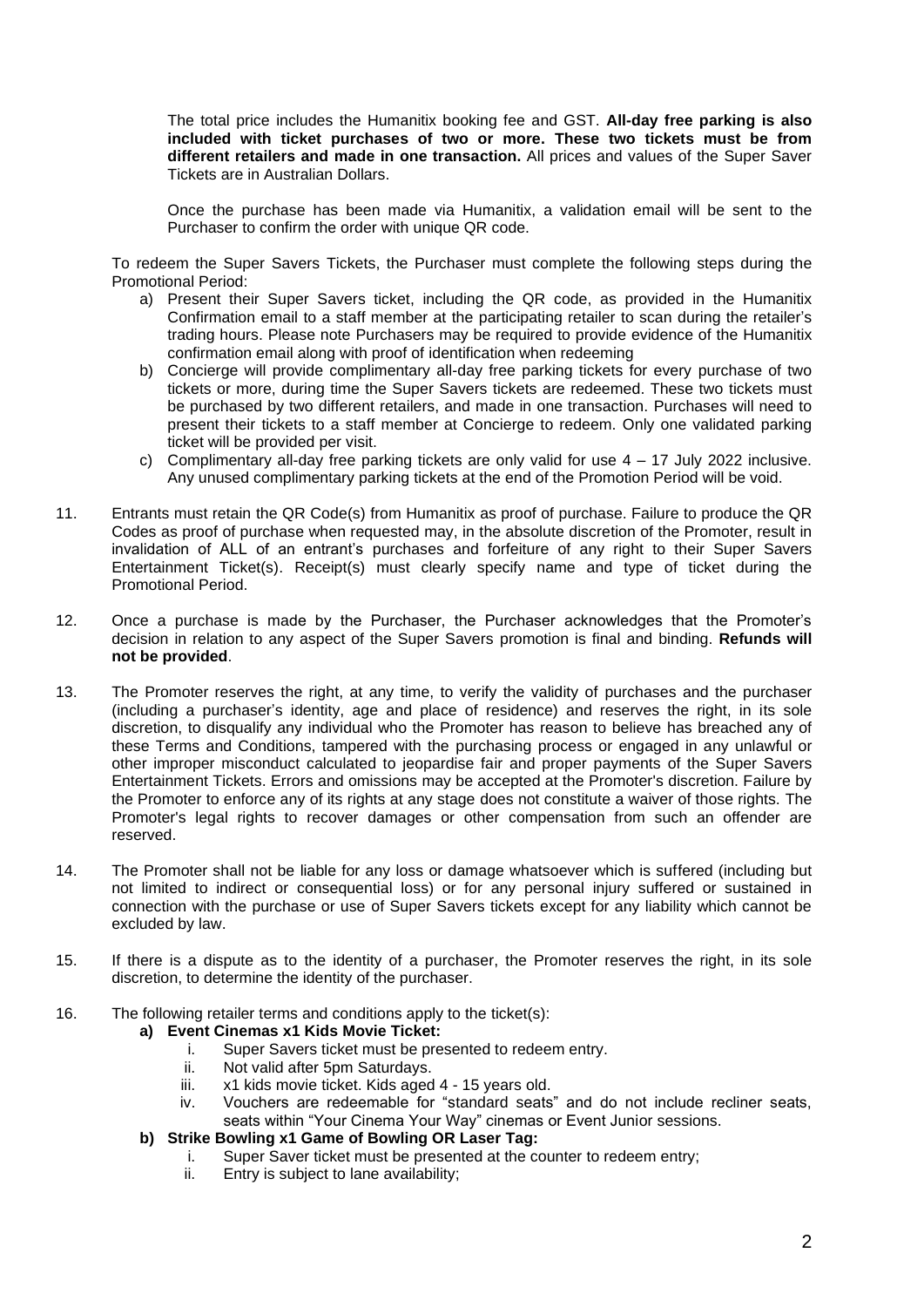The total price includes the Humanitix booking fee and GST. **All-day free parking is also included with ticket purchases of two or more. These two tickets must be from different retailers and made in one transaction.** All prices and values of the Super Saver Tickets are in Australian Dollars.

Once the purchase has been made via Humanitix, a validation email will be sent to the Purchaser to confirm the order with unique QR code.

To redeem the Super Savers Tickets, the Purchaser must complete the following steps during the Promotional Period:

a) Present their Super Savers ticket, including the QR code, as provided in the Humanitix Confirmation email to a staff member at the participating retailer to scan during the retailer's trading hours. Please note Purchasers may be required to provide evidence of the Humanitix confirmation email along with proof of identification when redeeming
b) Concierge will provide complimentary all-day free parking tickets for every purchase of two tickets or more, during time the Super Savers tickets are redeemed. These two tickets must be purchased by two different retailers, and made in one transaction. Purchases will need to present their tickets to a staff member at Concierge to redeem. Only one validated parking ticket will be provided per visit.
c) Complimentary all-day free parking tickets are only valid for use 4 – 17 July 2022 inclusive. Any unused complimentary parking tickets at the end of the Promotion Period will be void.

11. Entrants must retain the QR Code(s) from Humanitix as proof of purchase. Failure to produce the QR Codes as proof of purchase when requested may, in the absolute discretion of the Promoter, result in invalidation of ALL of an entrant's purchases and forfeiture of any right to their Super Savers Entertainment Ticket(s). Receipt(s) must clearly specify name and type of ticket during the Promotional Period.

12. Once a purchase is made by the Purchaser, the Purchaser acknowledges that the Promoter's decision in relation to any aspect of the Super Savers promotion is final and binding. **Refunds will not be provided**.

13. The Promoter reserves the right, at any time, to verify the validity of purchases and the purchaser (including a purchaser's identity, age and place of residence) and reserves the right, in its sole discretion, to disqualify any individual who the Promoter has reason to believe has breached any of these Terms and Conditions, tampered with the purchasing process or engaged in any unlawful or other improper misconduct calculated to jeopardise fair and proper payments of the Super Savers Entertainment Tickets. Errors and omissions may be accepted at the Promoter's discretion. Failure by the Promoter to enforce any of its rights at any stage does not constitute a waiver of those rights. The Promoter's legal rights to recover damages or other compensation from such an offender are reserved.

14. The Promoter shall not be liable for any loss or damage whatsoever which is suffered (including but not limited to indirect or consequential loss) or for any personal injury suffered or sustained in connection with the purchase or use of Super Savers tickets except for any liability which cannot be excluded by law.

15. If there is a dispute as to the identity of a purchaser, the Promoter reserves the right, in its sole discretion, to determine the identity of the purchaser.

16. The following retailer terms and conditions apply to the ticket(s):

    **a) Event Cinemas x1 Kids Movie Ticket:**
    
    i. Super Savers ticket must be presented to redeem entry.
    ii. Not valid after 5pm Saturdays.
    iii. x1 kids movie ticket. Kids aged 4 - 15 years old.
    iv. Vouchers are redeemable for "standard seats" and do not include recliner seats, seats within "Your Cinema Your Way" cinemas or Event Junior sessions.

    **b) Strike Bowling x1 Game of Bowling OR Laser Tag:**
    
    i. Super Saver ticket must be presented at the counter to redeem entry;
    ii. Entry is subject to lane availability;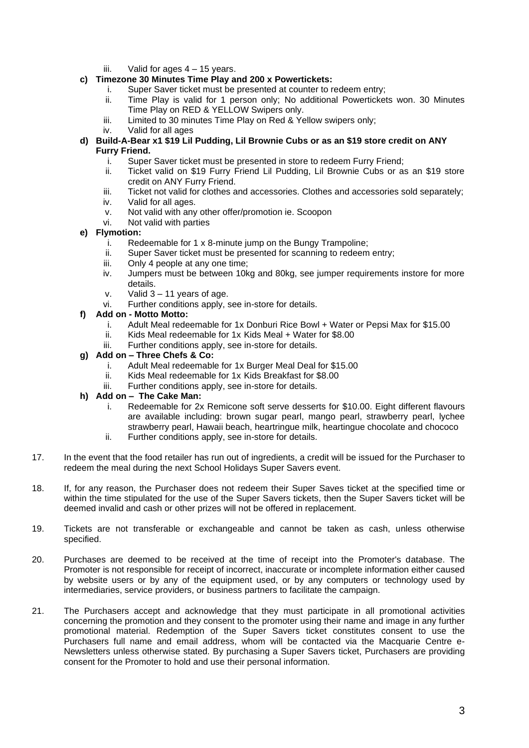iii. Valid for ages 4 – 15 years.

**c) Timezone 30 Minutes Time Play and 200 x Powertickets:**

   i. Super Saver ticket must be presented at counter to redeem entry;
   ii. Time Play is valid for 1 person only; No additional Powertickets won. 30 Minutes Time Play on RED & YELLOW Swipers only.
   iii. Limited to 30 minutes Time Play on Red & Yellow swipers only;
   iv. Valid for all ages

**d) Build-A-Bear x1 $19 Lil Pudding, Lil Brownie Cubs or as an $19 store credit on ANY Furry Friend.**

   i. Super Saver ticket must be presented in store to redeem Furry Friend;
   ii. Ticket valid on $19 Furry Friend Lil Pudding, Lil Brownie Cubs or as an $19 store credit on ANY Furry Friend.
   iii. Ticket not valid for clothes and accessories. Clothes and accessories sold separately;
   iv. Valid for all ages.
   v. Not valid with any other offer/promotion ie. Scoopon
   vi. Not valid with parties

**e) Flymotion:**

   i. Redeemable for 1 x 8-minute jump on the Bungy Trampoline;
   ii. Super Saver ticket must be presented for scanning to redeem entry;
   iii. Only 4 people at any one time;
   iv. Jumpers must be between 10kg and 80kg, see jumper requirements instore for more details.
   v. Valid 3 – 11 years of age.
   vi. Further conditions apply, see in-store for details.

**f) Add on - Motto Motto:**

   i. Adult Meal redeemable for 1x Donburi Rice Bowl + Water or Pepsi Max for $15.00
   ii. Kids Meal redeemable for 1x Kids Meal + Water for $8.00
   iii. Further conditions apply, see in-store for details.

**g) Add on – Three Chefs & Co:**

   i. Adult Meal redeemable for 1x Burger Meal Deal for $15.00
   ii. Kids Meal redeemable for 1x Kids Breakfast for $8.00
   iii. Further conditions apply, see in-store for details.

**h) Add on – The Cake Man:**

   i. Redeemable for 2x Remicone soft serve desserts for $10.00. Eight different flavours are available including: brown sugar pearl, mango pearl, strawberry pearl, lychee strawberry pearl, Hawaii beach, heartringue milk, heartingue chocolate and chococo
   ii. Further conditions apply, see in-store for details.

17. In the event that the food retailer has run out of ingredients, a credit will be issued for the Purchaser to redeem the meal during the next School Holidays Super Savers event.

18. If, for any reason, the Purchaser does not redeem their Super Saves ticket at the specified time or within the time stipulated for the use of the Super Savers tickets, then the Super Savers ticket will be deemed invalid and cash or other prizes will not be offered in replacement.

19. Tickets are not transferable or exchangeable and cannot be taken as cash, unless otherwise specified.

20. Purchases are deemed to be received at the time of receipt into the Promoter's database. The Promoter is not responsible for receipt of incorrect, inaccurate or incomplete information either caused by website users or by any of the equipment used, or by any computers or technology used by intermediaries, service providers, or business partners to facilitate the campaign.

21. The Purchasers accept and acknowledge that they must participate in all promotional activities concerning the promotion and they consent to the promoter using their name and image in any further promotional material. Redemption of the Super Savers ticket constitutes consent to use the Purchasers full name and email address, whom will be contacted via the Macquarie Centre e-Newsletters unless otherwise stated. By purchasing a Super Savers ticket, Purchasers are providing consent for the Promoter to hold and use their personal information.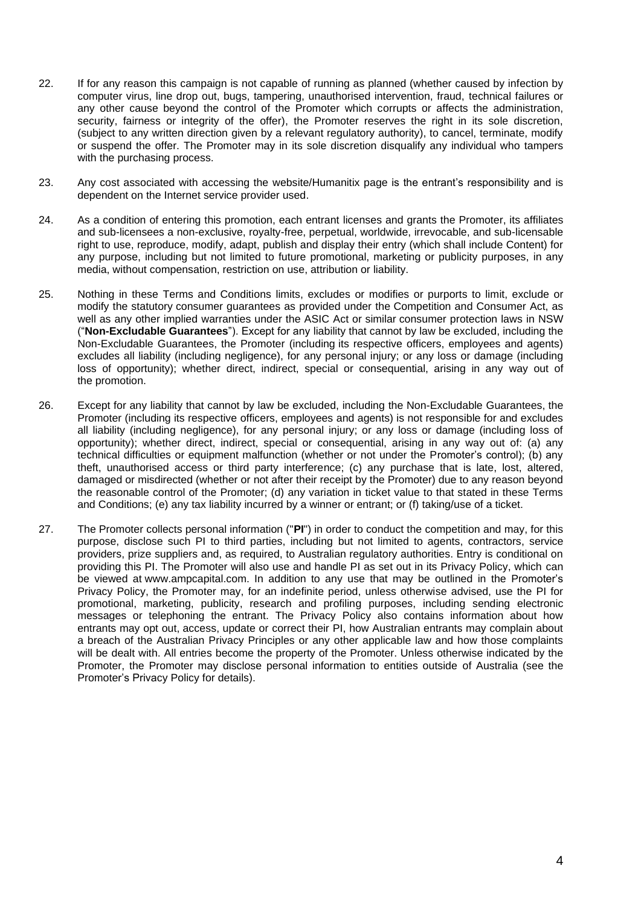22. If for any reason this campaign is not capable of running as planned (whether caused by infection by computer virus, line drop out, bugs, tampering, unauthorised intervention, fraud, technical failures or any other cause beyond the control of the Promoter which corrupts or affects the administration, security, fairness or integrity of the offer), the Promoter reserves the right in its sole discretion, (subject to any written direction given by a relevant regulatory authority), to cancel, terminate, modify or suspend the offer. The Promoter may in its sole discretion disqualify any individual who tampers with the purchasing process.

23. Any cost associated with accessing the website/Humanitix page is the entrant's responsibility and is dependent on the Internet service provider used.

24. As a condition of entering this promotion, each entrant licenses and grants the Promoter, its affiliates and sub-licensees a non-exclusive, royalty-free, perpetual, worldwide, irrevocable, and sub-licensable right to use, reproduce, modify, adapt, publish and display their entry (which shall include Content) for any purpose, including but not limited to future promotional, marketing or publicity purposes, in any media, without compensation, restriction on use, attribution or liability.

25. Nothing in these Terms and Conditions limits, excludes or modifies or purports to limit, exclude or modify the statutory consumer guarantees as provided under the Competition and Consumer Act, as well as any other implied warranties under the ASIC Act or similar consumer protection laws in NSW ("**Non-Excludable Guarantees**"). Except for any liability that cannot by law be excluded, including the Non-Excludable Guarantees, the Promoter (including its respective officers, employees and agents) excludes all liability (including negligence), for any personal injury; or any loss or damage (including loss of opportunity); whether direct, indirect, special or consequential, arising in any way out of the promotion.

26. Except for any liability that cannot by law be excluded, including the Non-Excludable Guarantees, the Promoter (including its respective officers, employees and agents) is not responsible for and excludes all liability (including negligence), for any personal injury; or any loss or damage (including loss of opportunity); whether direct, indirect, special or consequential, arising in any way out of: (a) any technical difficulties or equipment malfunction (whether or not under the Promoter's control); (b) any theft, unauthorised access or third party interference; (c) any purchase that is late, lost, altered, damaged or misdirected (whether or not after their receipt by the Promoter) due to any reason beyond the reasonable control of the Promoter; (d) any variation in ticket value to that stated in these Terms and Conditions; (e) any tax liability incurred by a winner or entrant; or (f) taking/use of a ticket.

27. The Promoter collects personal information ("**PI**") in order to conduct the competition and may, for this purpose, disclose such PI to third parties, including but not limited to agents, contractors, service providers, prize suppliers and, as required, to Australian regulatory authorities. Entry is conditional on providing this PI. The Promoter will also use and handle PI as set out in its Privacy Policy, which can be viewed at www.ampcapital.com. In addition to any use that may be outlined in the Promoter's Privacy Policy, the Promoter may, for an indefinite period, unless otherwise advised, use the PI for promotional, marketing, publicity, research and profiling purposes, including sending electronic messages or telephoning the entrant. The Privacy Policy also contains information about how entrants may opt out, access, update or correct their PI, how Australian entrants may complain about a breach of the Australian Privacy Principles or any other applicable law and how those complaints will be dealt with. All entries become the property of the Promoter. Unless otherwise indicated by the Promoter, the Promoter may disclose personal information to entities outside of Australia (see the Promoter's Privacy Policy for details).